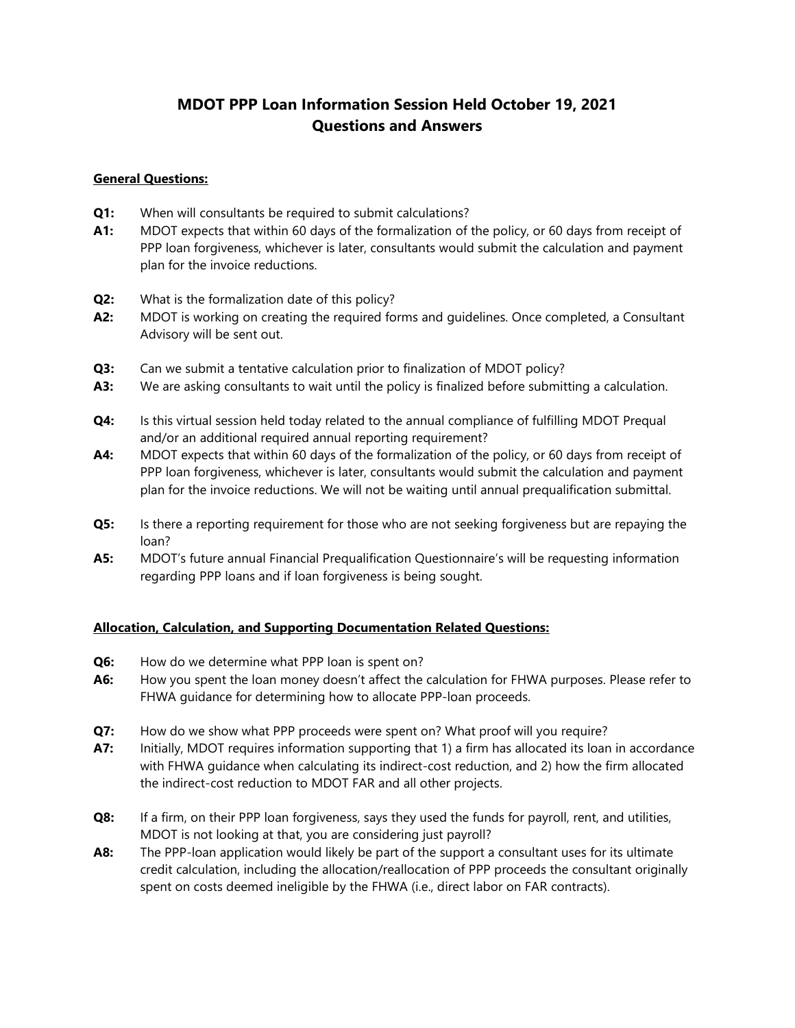# MDOT PPP Loan Information Session Held October 19, 2021
# Questions and Answers

## General Questions:

**Q1:** When will consultants be required to submit calculations?

**A1:** MDOT expects that within 60 days of the formalization of the policy, or 60 days from receipt of PPP loan forgiveness, whichever is later, consultants would submit the calculation and payment plan for the invoice reductions.

**Q2:** What is the formalization date of this policy?

**A2:** MDOT is working on creating the required forms and guidelines. Once completed, a Consultant Advisory will be sent out.

**Q3:** Can we submit a tentative calculation prior to finalization of MDOT policy?

**A3:** We are asking consultants to wait until the policy is finalized before submitting a calculation.

**Q4:** Is this virtual session held today related to the annual compliance of fulfilling MDOT Prequal and/or an additional required annual reporting requirement?

**A4:** MDOT expects that within 60 days of the formalization of the policy, or 60 days from receipt of PPP loan forgiveness, whichever is later, consultants would submit the calculation and payment plan for the invoice reductions. We will not be waiting until annual prequalification submittal.

**Q5:** Is there a reporting requirement for those who are not seeking forgiveness but are repaying the loan?

**A5:** MDOT's future annual Financial Prequalification Questionnaire's will be requesting information regarding PPP loans and if loan forgiveness is being sought.

## Allocation, Calculation, and Supporting Documentation Related Questions:

**Q6:** How do we determine what PPP loan is spent on?

**A6:** How you spent the loan money doesn't affect the calculation for FHWA purposes. Please refer to FHWA guidance for determining how to allocate PPP-loan proceeds.

**Q7:** How do we show what PPP proceeds were spent on? What proof will you require?

**A7:** Initially, MDOT requires information supporting that 1) a firm has allocated its loan in accordance with FHWA guidance when calculating its indirect-cost reduction, and 2) how the firm allocated the indirect-cost reduction to MDOT FAR and all other projects.

**Q8:** If a firm, on their PPP loan forgiveness, says they used the funds for payroll, rent, and utilities, MDOT is not looking at that, you are considering just payroll?

**A8:** The PPP-loan application would likely be part of the support a consultant uses for its ultimate credit calculation, including the allocation/reallocation of PPP proceeds the consultant originally spent on costs deemed ineligible by the FHWA (i.e., direct labor on FAR contracts).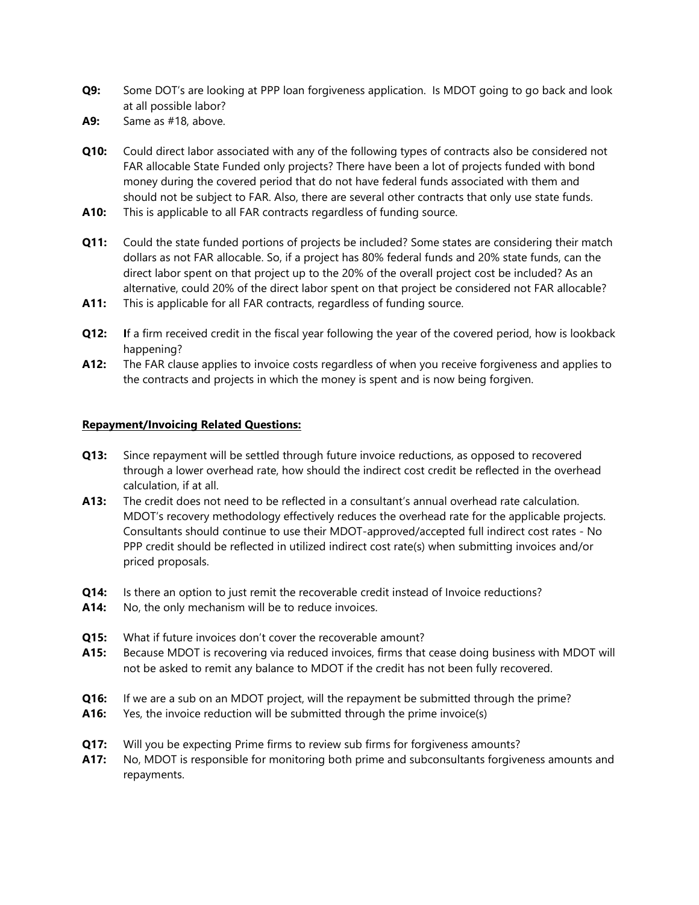**Q9:** Some DOT's are looking at PPP loan forgiveness application. Is MDOT going to go back and look at all possible labor?

**A9:** Same as #18, above.

**Q10:** Could direct labor associated with any of the following types of contracts also be considered not FAR allocable State Funded only projects? There have been a lot of projects funded with bond money during the covered period that do not have federal funds associated with them and should not be subject to FAR. Also, there are several other contracts that only use state funds.

**A10:** This is applicable to all FAR contracts regardless of funding source.

**Q11:** Could the state funded portions of projects be included? Some states are considering their match dollars as not FAR allocable. So, if a project has 80% federal funds and 20% state funds, can the direct labor spent on that project up to the 20% of the overall project cost be included? As an alternative, could 20% of the direct labor spent on that project be considered not FAR allocable?

**A11:** This is applicable for all FAR contracts, regardless of funding source.

**Q12:** **I**f a firm received credit in the fiscal year following the year of the covered period, how is lookback happening?

**A12:** The FAR clause applies to invoice costs regardless of when you receive forgiveness and applies to the contracts and projects in which the money is spent and is now being forgiven.

**Repayment/Invoicing Related Questions:**

**Q13:** Since repayment will be settled through future invoice reductions, as opposed to recovered through a lower overhead rate, how should the indirect cost credit be reflected in the overhead calculation, if at all.

**A13:** The credit does not need to be reflected in a consultant's annual overhead rate calculation. MDOT's recovery methodology effectively reduces the overhead rate for the applicable projects. Consultants should continue to use their MDOT-approved/accepted full indirect cost rates - No PPP credit should be reflected in utilized indirect cost rate(s) when submitting invoices and/or priced proposals.

**Q14:** Is there an option to just remit the recoverable credit instead of Invoice reductions?

**A14:** No, the only mechanism will be to reduce invoices.

**Q15:** What if future invoices don't cover the recoverable amount?

**A15:** Because MDOT is recovering via reduced invoices, firms that cease doing business with MDOT will not be asked to remit any balance to MDOT if the credit has not been fully recovered.

**Q16:** If we are a sub on an MDOT project, will the repayment be submitted through the prime?

**A16:** Yes, the invoice reduction will be submitted through the prime invoice(s)

**Q17:** Will you be expecting Prime firms to review sub firms for forgiveness amounts?

**A17:** No, MDOT is responsible for monitoring both prime and subconsultants forgiveness amounts and repayments.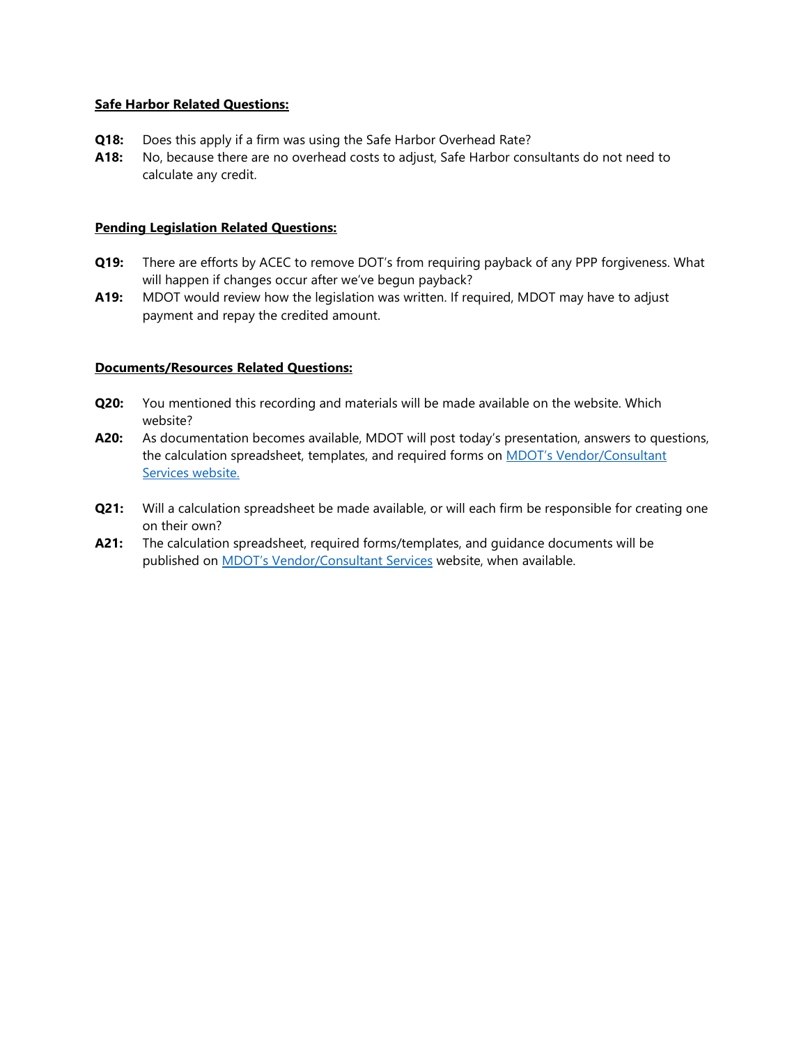**Safe Harbor Related Questions:**

**Q18:** Does this apply if a firm was using the Safe Harbor Overhead Rate?
**A18:** No, because there are no overhead costs to adjust, Safe Harbor consultants do not need to calculate any credit.

**Pending Legislation Related Questions:**

**Q19:** There are efforts by ACEC to remove DOT's from requiring payback of any PPP forgiveness. What will happen if changes occur after we've begun payback?
**A19:** MDOT would review how the legislation was written. If required, MDOT may have to adjust payment and repay the credited amount.

**Documents/Resources Related Questions:**

**Q20:** You mentioned this recording and materials will be made available on the website. Which website?
**A20:** As documentation becomes available, MDOT will post today's presentation, answers to questions, the calculation spreadsheet, templates, and required forms on MDOT's Vendor/Consultant Services website.

**Q21:** Will a calculation spreadsheet be made available, or will each firm be responsible for creating one on their own?
**A21:** The calculation spreadsheet, required forms/templates, and guidance documents will be published on MDOT's Vendor/Consultant Services website, when available.